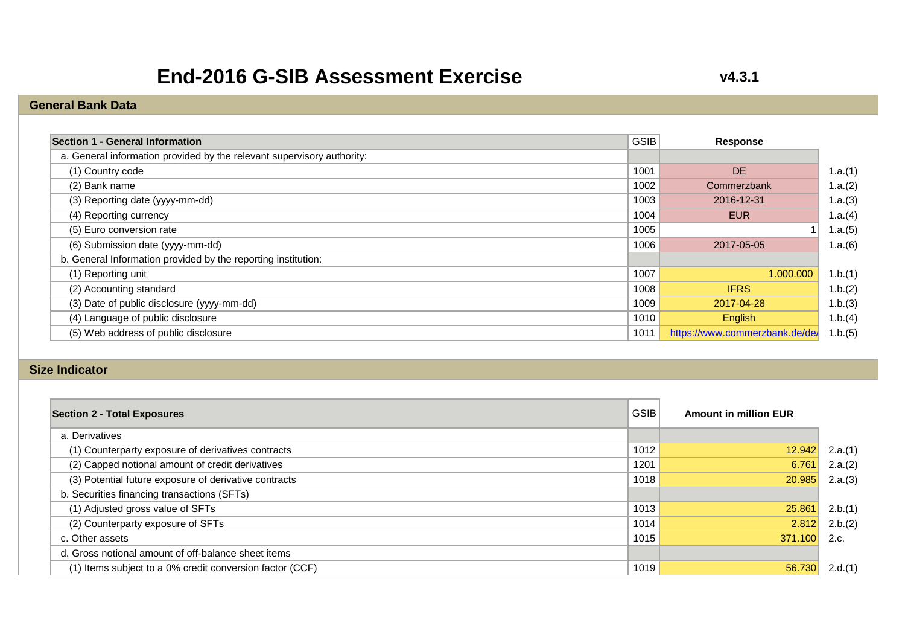# End-2016 G-SIB Assessment Exercise

**v4.3.1**

## General Bank Data

| Section 1 - General Information | GSIB | Response | |
|---|---|---|---|
| a. General information provided by the relevant supervisory authority: | | | |
| (1) Country code | 1001 | DE | 1.a.(1) |
| (2) Bank name | 1002 | Commerzbank | 1.a.(2) |
| (3) Reporting date (yyyy-mm-dd) | 1003 | 2016-12-31 | 1.a.(3) |
| (4) Reporting currency | 1004 | EUR | 1.a.(4) |
| (5) Euro conversion rate | 1005 | 1 | 1.a.(5) |
| (6) Submission date (yyyy-mm-dd) | 1006 | 2017-05-05 | 1.a.(6) |
| b. General Information provided by the reporting institution: | | | |
| (1) Reporting unit | 1007 | 1.000.000 | 1.b.(1) |
| (2) Accounting standard | 1008 | IFRS | 1.b.(2) |
| (3) Date of public disclosure (yyyy-mm-dd) | 1009 | 2017-04-28 | 1.b.(3) |
| (4) Language of public disclosure | 1010 | English | 1.b.(4) |
| (5) Web address of public disclosure | 1011 | https://www.commerzbank.de/de/ | 1.b.(5) |

## Size Indicator

| Section 2 - Total Exposures | GSIB | Amount in million EUR | |
|---|---|---|---|
| a. Derivatives | | | |
| (1) Counterparty exposure of derivatives contracts | 1012 | 12.942 | 2.a.(1) |
| (2) Capped notional amount of credit derivatives | 1201 | 6.761 | 2.a.(2) |
| (3) Potential future exposure of derivative contracts | 1018 | 20.985 | 2.a.(3) |
| b. Securities financing transactions (SFTs) | | | |
| (1) Adjusted gross value of SFTs | 1013 | 25.861 | 2.b.(1) |
| (2) Counterparty exposure of SFTs | 1014 | 2.812 | 2.b.(2) |
| c. Other assets | 1015 | 371.100 | 2.c. |
| d. Gross notional amount of off-balance sheet items | | | |
| (1) Items subject to a 0% credit conversion factor (CCF) | 1019 | 56.730 | 2.d.(1) |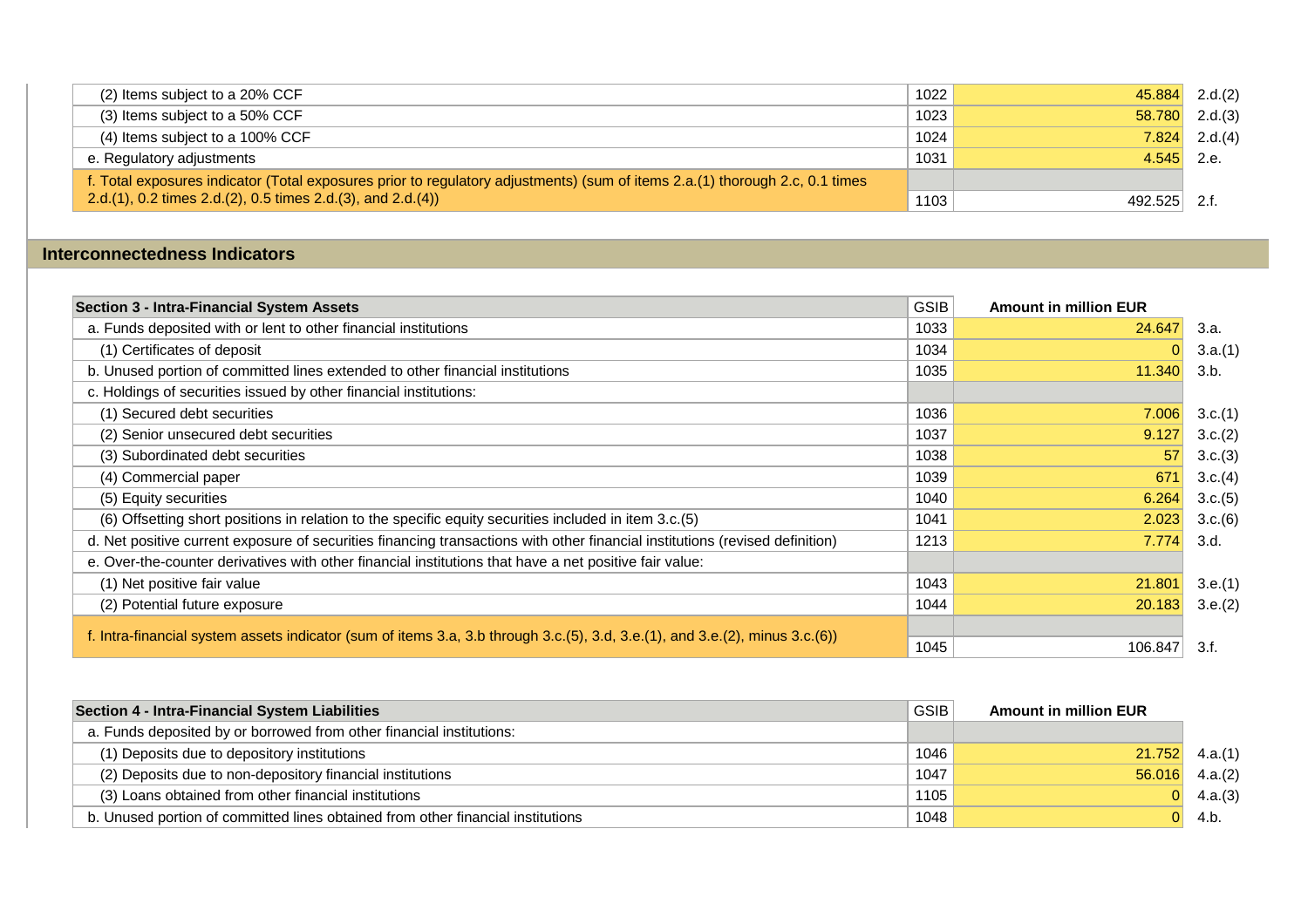| | | | |
|---|---|---|---|
| (2) Items subject to a 20% CCF | 1022 | 45.884 | 2.d.(2) |
| (3) Items subject to a 50% CCF | 1023 | 58.780 | 2.d.(3) |
| (4) Items subject to a 100% CCF | 1024 | 7.824 | 2.d.(4) |
| e. Regulatory adjustments | 1031 | 4.545 | 2.e. |
| f. Total exposures indicator (Total exposures prior to regulatory adjustments) (sum of items 2.a.(1) thorough 2.c, 0.1 times 2.d.(1), 0.2 times 2.d.(2), 0.5 times 2.d.(3), and 2.d.(4)) | 1103 | 492.525 | 2.f. |

## Interconnectedness Indicators

| Section 3 - Intra-Financial System Assets | GSIB | Amount in million EUR | |
|---|---|---|---|
| a. Funds deposited with or lent to other financial institutions | 1033 | 24.647 | 3.a. |
| (1) Certificates of deposit | 1034 | 0 | 3.a.(1) |
| b. Unused portion of committed lines extended to other financial institutions | 1035 | 11.340 | 3.b. |
| c. Holdings of securities issued by other financial institutions: | | | |
| (1) Secured debt securities | 1036 | 7.006 | 3.c.(1) |
| (2) Senior unsecured debt securities | 1037 | 9.127 | 3.c.(2) |
| (3) Subordinated debt securities | 1038 | 57 | 3.c.(3) |
| (4) Commercial paper | 1039 | 671 | 3.c.(4) |
| (5) Equity securities | 1040 | 6.264 | 3.c.(5) |
| (6) Offsetting short positions in relation to the specific equity securities included in item 3.c.(5) | 1041 | 2.023 | 3.c.(6) |
| d. Net positive current exposure of securities financing transactions with other financial institutions (revised definition) | 1213 | 7.774 | 3.d. |
| e. Over-the-counter derivatives with other financial institutions that have a net positive fair value: | | | |
| (1) Net positive fair value | 1043 | 21.801 | 3.e.(1) |
| (2) Potential future exposure | 1044 | 20.183 | 3.e.(2) |
| f. Intra-financial system assets indicator (sum of items 3.a, 3.b through 3.c.(5), 3.d, 3.e.(1), and 3.e.(2), minus 3.c.(6)) | 1045 | 106.847 | 3.f. |

| Section 4 - Intra-Financial System Liabilities | GSIB | Amount in million EUR | |
|---|---|---|---|
| a. Funds deposited by or borrowed from other financial institutions: | | | |
| (1) Deposits due to depository institutions | 1046 | 21.752 | 4.a.(1) |
| (2) Deposits due to non-depository financial institutions | 1047 | 56.016 | 4.a.(2) |
| (3) Loans obtained from other financial institutions | 1105 | 0 | 4.a.(3) |
| b. Unused portion of committed lines obtained from other financial institutions | 1048 | 0 | 4.b. |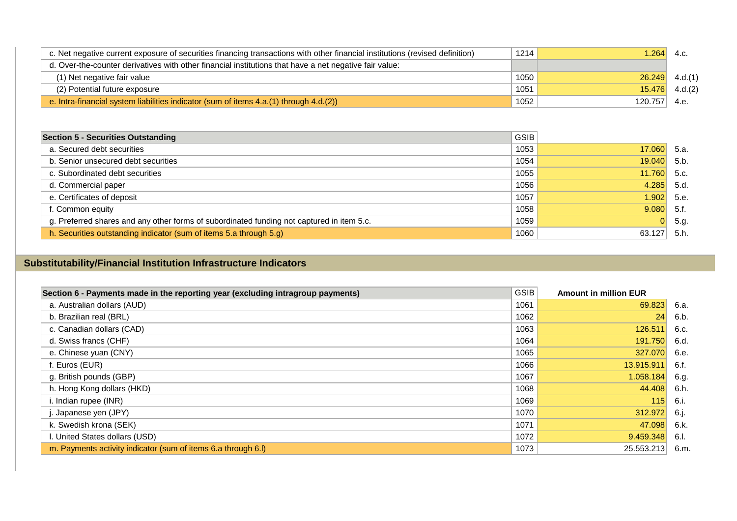| | | | |
|---|---|---|---|
| c. Net negative current exposure of securities financing transactions with other financial institutions (revised definition) | 1214 | 1.264 | 4.c. |
| d. Over-the-counter derivatives with other financial institutions that have a net negative fair value: | | | |
| (1) Net negative fair value | 1050 | 26.249 | 4.d.(1) |
| (2) Potential future exposure | 1051 | 15.476 | 4.d.(2) |
| e. Intra-financial system liabilities indicator (sum of items 4.a.(1) through 4.d.(2)) | 1052 | 120.757 | 4.e. |

| Section 5 - Securities Outstanding | GSIB | | |
|---|---|---|---|
| a. Secured debt securities | 1053 | 17.060 | 5.a. |
| b. Senior unsecured debt securities | 1054 | 19.040 | 5.b. |
| c. Subordinated debt securities | 1055 | 11.760 | 5.c. |
| d. Commercial paper | 1056 | 4.285 | 5.d. |
| e. Certificates of deposit | 1057 | 1.902 | 5.e. |
| f. Common equity | 1058 | 9.080 | 5.f. |
| g. Preferred shares and any other forms of subordinated funding not captured in item 5.c. | 1059 | 0 | 5.g. |
| h. Securities outstanding indicator (sum of items 5.a through 5.g) | 1060 | 63.127 | 5.h. |

## Substitutability/Financial Institution Infrastructure Indicators

| Section 6 - Payments made in the reporting year (excluding intragroup payments) | GSIB | Amount in million EUR | |
|---|---|---|---|
| a. Australian dollars (AUD) | 1061 | 69.823 | 6.a. |
| b. Brazilian real (BRL) | 1062 | 24 | 6.b. |
| c. Canadian dollars (CAD) | 1063 | 126.511 | 6.c. |
| d. Swiss francs (CHF) | 1064 | 191.750 | 6.d. |
| e. Chinese yuan (CNY) | 1065 | 327.070 | 6.e. |
| f. Euros (EUR) | 1066 | 13.915.911 | 6.f. |
| g. British pounds (GBP) | 1067 | 1.058.184 | 6.g. |
| h. Hong Kong dollars (HKD) | 1068 | 44.408 | 6.h. |
| i. Indian rupee (INR) | 1069 | 115 | 6.i. |
| j. Japanese yen (JPY) | 1070 | 312.972 | 6.j. |
| k. Swedish krona (SEK) | 1071 | 47.098 | 6.k. |
| l. United States dollars (USD) | 1072 | 9.459.348 | 6.l. |
| m. Payments activity indicator (sum of items 6.a through 6.l) | 1073 | 25.553.213 | 6.m. |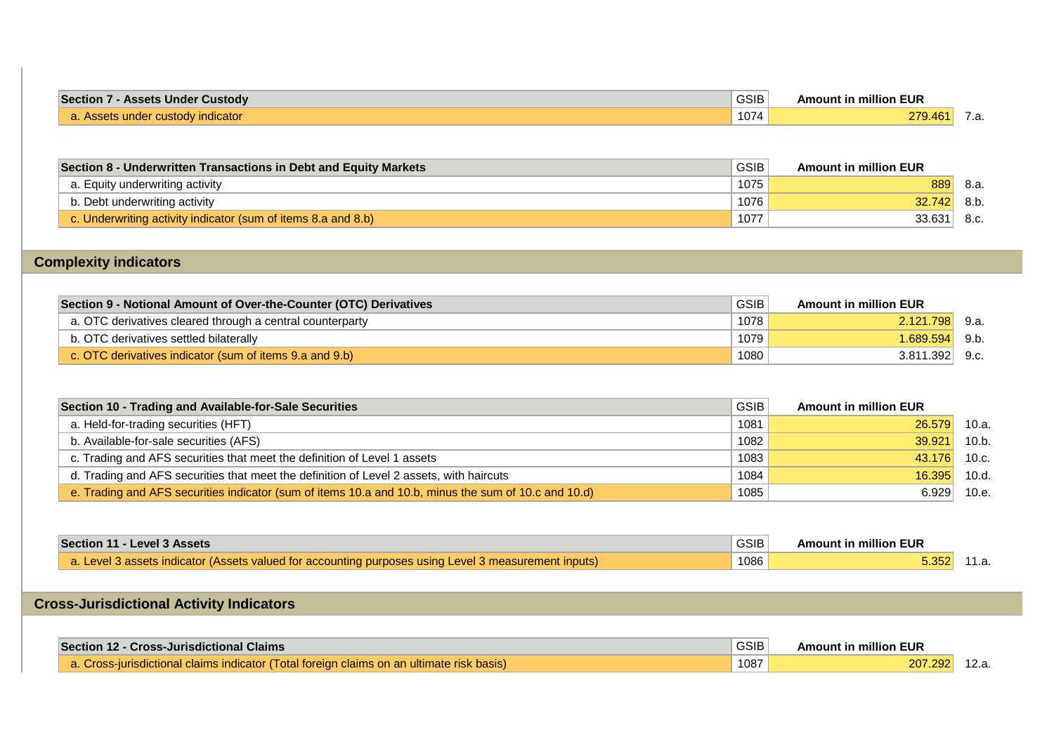| Section 7 - Assets Under Custody | GSIB | Amount in million EUR | |
|---|---|---|---|
| a. Assets under custody indicator | 1074 | 279.461 | 7.a. |

| Section 8 - Underwritten Transactions in Debt and Equity Markets | GSIB | Amount in million EUR | |
|---|---|---|---|
| a. Equity underwriting activity | 1075 | 889 | 8.a. |
| b. Debt underwriting activity | 1076 | 32.742 | 8.b. |
| c. Underwriting activity indicator (sum of items 8.a and 8.b) | 1077 | 33.631 | 8.c. |

## Complexity indicators

| Section 9 - Notional Amount of Over-the-Counter (OTC) Derivatives | GSIB | Amount in million EUR | |
|---|---|---|---|
| a. OTC derivatives cleared through a central counterparty | 1078 | 2.121.798 | 9.a. |
| b. OTC derivatives settled bilaterally | 1079 | 1.689.594 | 9.b. |
| c. OTC derivatives indicator (sum of items 9.a and 9.b) | 1080 | 3.811.392 | 9.c. |

| Section 10 - Trading and Available-for-Sale Securities | GSIB | Amount in million EUR | |
|---|---|---|---|
| a. Held-for-trading securities (HFT) | 1081 | 26.579 | 10.a. |
| b. Available-for-sale securities (AFS) | 1082 | 39.921 | 10.b. |
| c. Trading and AFS securities that meet the definition of Level 1 assets | 1083 | 43.176 | 10.c. |
| d. Trading and AFS securities that meet the definition of Level 2 assets, with haircuts | 1084 | 16.395 | 10.d. |
| e. Trading and AFS securities indicator (sum of items 10.a and 10.b, minus the sum of 10.c and 10.d) | 1085 | 6.929 | 10.e. |

| Section 11 - Level 3 Assets | GSIB | Amount in million EUR | |
|---|---|---|---|
| a. Level 3 assets indicator (Assets valued for accounting purposes using Level 3 measurement inputs) | 1086 | 5.352 | 11.a. |

## Cross-Jurisdictional Activity Indicators

| Section 12 - Cross-Jurisdictional Claims | GSIB | Amount in million EUR | |
|---|---|---|---|
| a. Cross-jurisdictional claims indicator (Total foreign claims on an ultimate risk basis) | 1087 | 207.292 | 12.a. |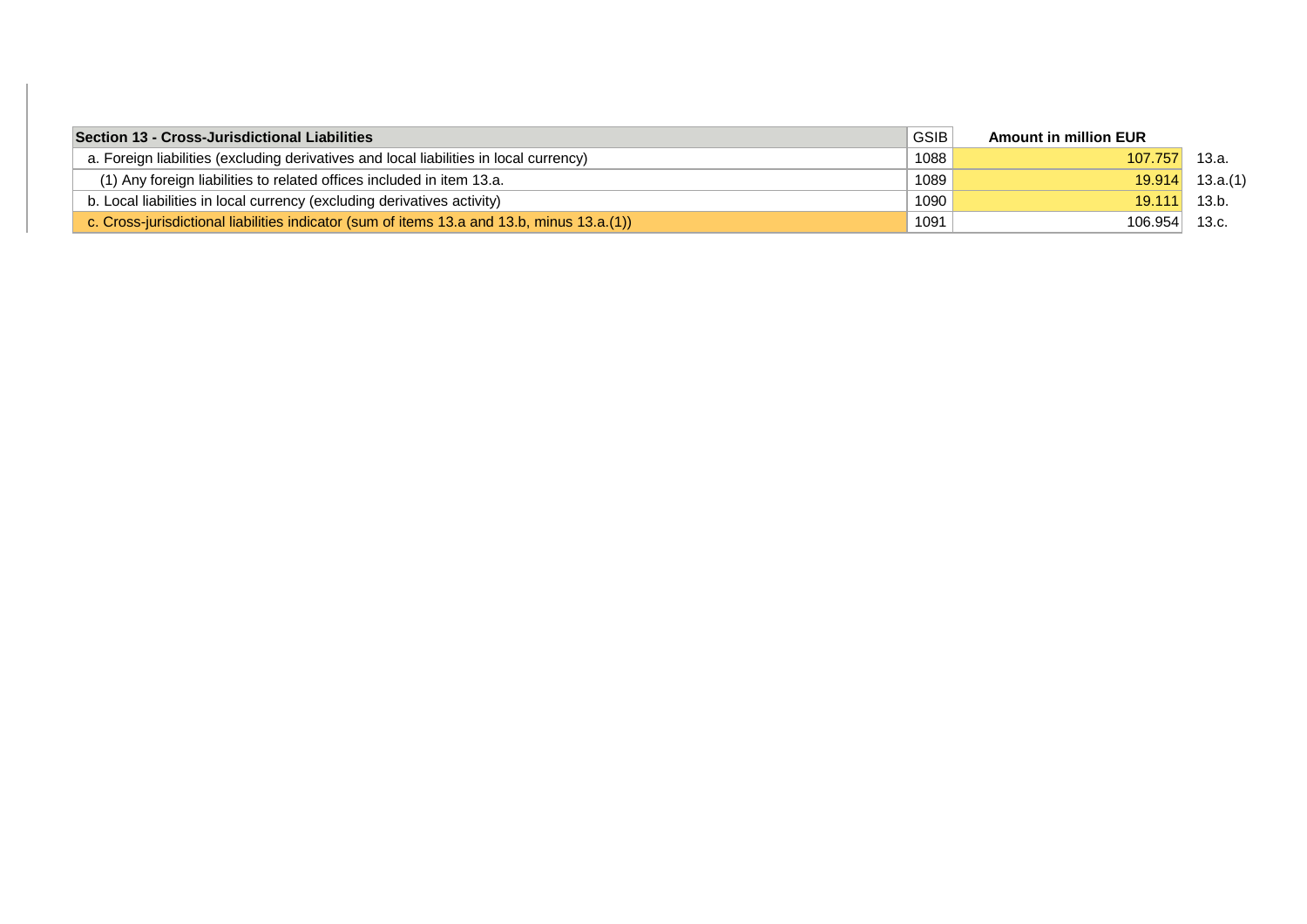| Section 13 - Cross-Jurisdictional Liabilities | GSIB | Amount in million EUR | |
|---|---|---|---|
| a. Foreign liabilities (excluding derivatives and local liabilities in local currency) | 1088 | 107.757 | 13.a. |
| (1) Any foreign liabilities to related offices included in item 13.a. | 1089 | 19.914 | 13.a.(1) |
| b. Local liabilities in local currency (excluding derivatives activity) | 1090 | 19.111 | 13.b. |
| c. Cross-jurisdictional liabilities indicator (sum of items 13.a and 13.b, minus 13.a.(1)) | 1091 | 106.954 | 13.c. |